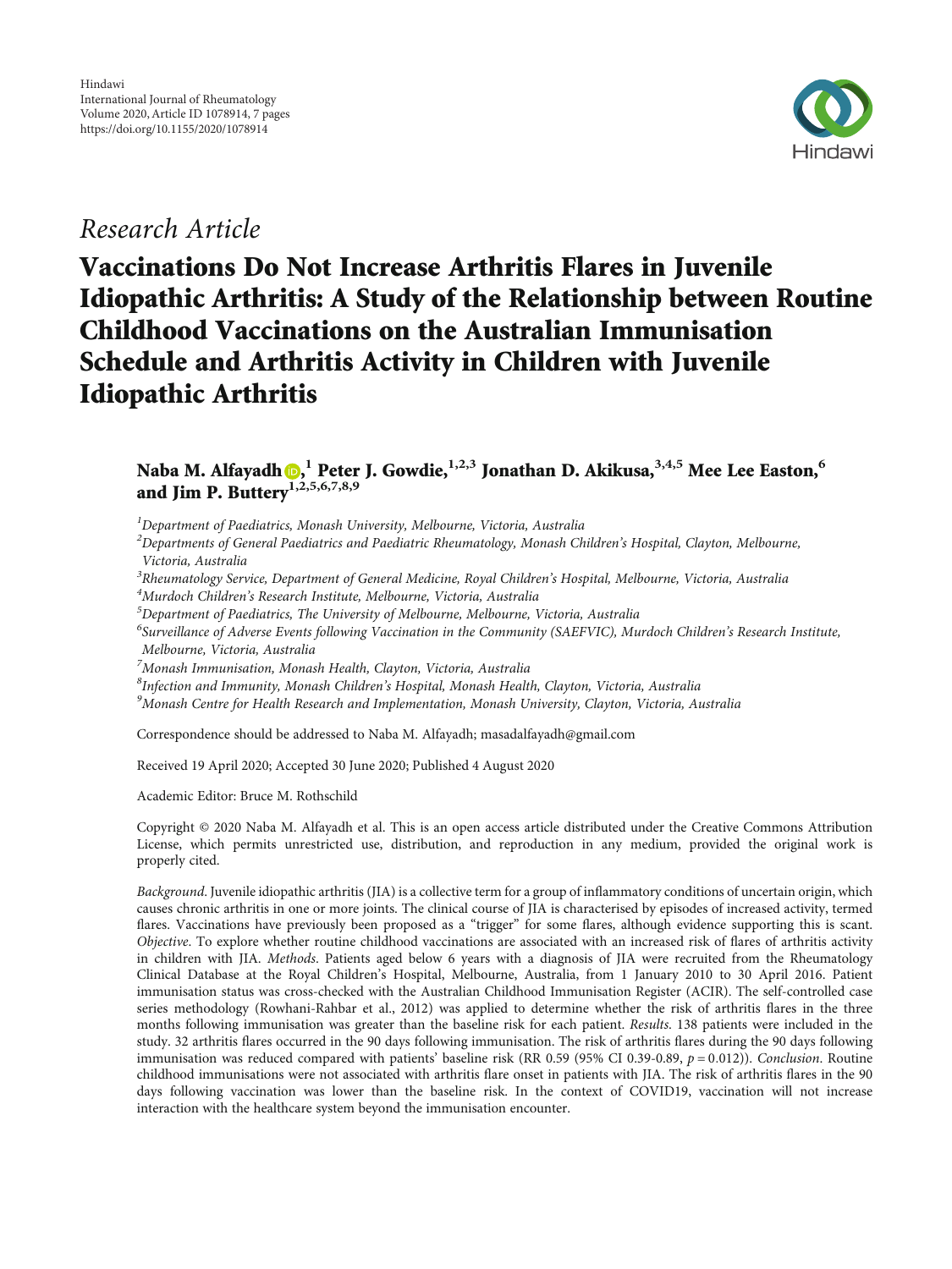Hindawi
International Journal of Rheumatology
Volume 2020, Article ID 1078914, 7 pages
https://doi.org/10.1155/2020/1078914

*Research Article*

# Vaccinations Do Not Increase Arthritis Flares in Juvenile Idiopathic Arthritis: A Study of the Relationship between Routine Childhood Vaccinations on the Australian Immunisation Schedule and Arthritis Activity in Children with Juvenile Idiopathic Arthritis

**Naba M. Alfayadh,[1] Peter J. Gowdie,[1,2,3] Jonathan D. Akikusa,[3,4,5] Mee Lee Easton,[6] and Jim P. Buttery[1,2,5,6,7,8,9]**

[1] *Department of Paediatrics, Monash University, Melbourne, Victoria, Australia*
[2] *Departments of General Paediatrics and Paediatric Rheumatology, Monash Children's Hospital, Clayton, Melbourne, Victoria, Australia*
[3] *Rheumatology Service, Department of General Medicine, Royal Children's Hospital, Melbourne, Victoria, Australia*
[4] *Murdoch Children's Research Institute, Melbourne, Victoria, Australia*
[5] *Department of Paediatrics, The University of Melbourne, Melbourne, Victoria, Australia*
[6] *Surveillance of Adverse Events following Vaccination in the Community (SAEFVIC), Murdoch Children's Research Institute, Melbourne, Victoria, Australia*
[7] *Monash Immunisation, Monash Health, Clayton, Victoria, Australia*
[8] *Infection and Immunity, Monash Children's Hospital, Monash Health, Clayton, Victoria, Australia*
[9] *Monash Centre for Health Research and Implementation, Monash University, Clayton, Victoria, Australia*

Correspondence should be addressed to Naba M. Alfayadh; masadalfayadh@gmail.com

Received 19 April 2020; Accepted 30 June 2020; Published 4 August 2020

Academic Editor: Bruce M. Rothschild

Copyright © 2020 Naba M. Alfayadh et al. This is an open access article distributed under the Creative Commons Attribution License, which permits unrestricted use, distribution, and reproduction in any medium, provided the original work is properly cited.

*Background*. Juvenile idiopathic arthritis (JIA) is a collective term for a group of inflammatory conditions of uncertain origin, which causes chronic arthritis in one or more joints. The clinical course of JIA is characterised by episodes of increased activity, termed flares. Vaccinations have previously been proposed as a "trigger" for some flares, although evidence supporting this is scant. *Objective*. To explore whether routine childhood vaccinations are associated with an increased risk of flares of arthritis activity in children with JIA. *Methods*. Patients aged below 6 years with a diagnosis of JIA were recruited from the Rheumatology Clinical Database at the Royal Children's Hospital, Melbourne, Australia, from 1 January 2010 to 30 April 2016. Patient immunisation status was cross-checked with the Australian Childhood Immunisation Register (ACIR). The self-controlled case series methodology (Rowhani-Rahbar et al., 2012) was applied to determine whether the risk of arthritis flares in the three months following immunisation was greater than the baseline risk for each patient. *Results*. 138 patients were included in the study. 32 arthritis flares occurred in the 90 days following immunisation. The risk of arthritis flares during the 90 days following immunisation was reduced compared with patients' baseline risk (RR 0.59 (95% CI 0.39-0.89, $p = 0.012$)). *Conclusion*. Routine childhood immunisations were not associated with arthritis flare onset in patients with JIA. The risk of arthritis flares in the 90 days following vaccination was lower than the baseline risk. In the context of COVID19, vaccination will not increase interaction with the healthcare system beyond the immunisation encounter.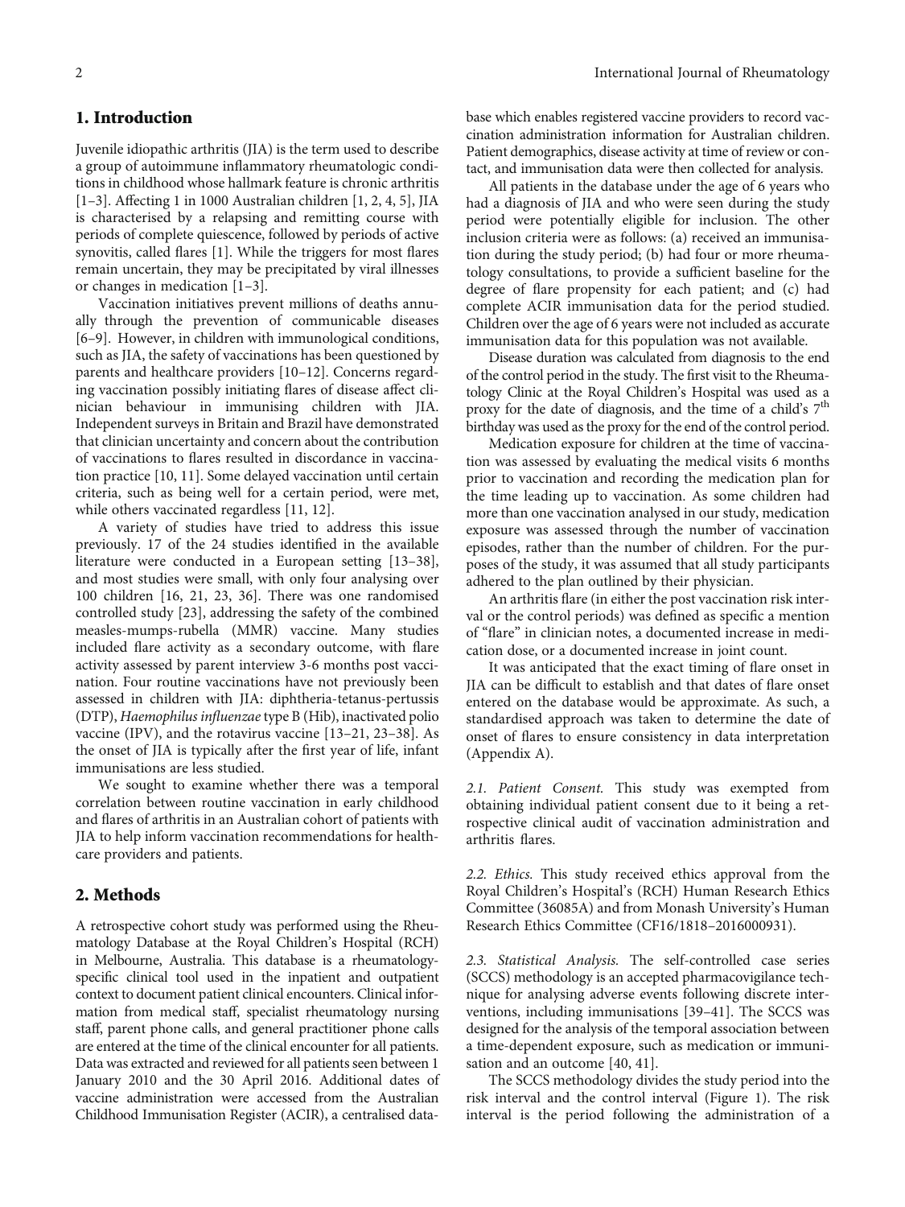## 1. Introduction

Juvenile idiopathic arthritis (JIA) is the term used to describe a group of autoimmune inflammatory rheumatologic conditions in childhood whose hallmark feature is chronic arthritis [1–3]. Affecting 1 in 1000 Australian children [1, 2, 4, 5], JIA is characterised by a relapsing and remitting course with periods of complete quiescence, followed by periods of active synovitis, called flares [1]. While the triggers for most flares remain uncertain, they may be precipitated by viral illnesses or changes in medication [1–3].

Vaccination initiatives prevent millions of deaths annually through the prevention of communicable diseases [6–9]. However, in children with immunological conditions, such as JIA, the safety of vaccinations has been questioned by parents and healthcare providers [10–12]. Concerns regarding vaccination possibly initiating flares of disease affect clinician behaviour in immunising children with JIA. Independent surveys in Britain and Brazil have demonstrated that clinician uncertainty and concern about the contribution of vaccinations to flares resulted in discordance in vaccination practice [10, 11]. Some delayed vaccination until certain criteria, such as being well for a certain period, were met, while others vaccinated regardless [11, 12].

A variety of studies have tried to address this issue previously. 17 of the 24 studies identified in the available literature were conducted in a European setting [13–38], and most studies were small, with only four analysing over 100 children [16, 21, 23, 36]. There was one randomised controlled study [23], addressing the safety of the combined measles-mumps-rubella (MMR) vaccine. Many studies included flare activity as a secondary outcome, with flare activity assessed by parent interview 3-6 months post vaccination. Four routine vaccinations have not previously been assessed in children with JIA: diphtheria-tetanus-pertussis (DTP), *Haemophilus influenzae* type B (Hib), inactivated polio vaccine (IPV), and the rotavirus vaccine [13–21, 23–38]. As the onset of JIA is typically after the first year of life, infant immunisations are less studied.

We sought to examine whether there was a temporal correlation between routine vaccination in early childhood and flares of arthritis in an Australian cohort of patients with JIA to help inform vaccination recommendations for healthcare providers and patients.

## 2. Methods

A retrospective cohort study was performed using the Rheumatology Database at the Royal Children's Hospital (RCH) in Melbourne, Australia. This database is a rheumatology-specific clinical tool used in the inpatient and outpatient context to document patient clinical encounters. Clinical information from medical staff, specialist rheumatology nursing staff, parent phone calls, and general practitioner phone calls are entered at the time of the clinical encounter for all patients. Data was extracted and reviewed for all patients seen between 1 January 2010 and the 30 April 2016. Additional dates of vaccine administration were accessed from the Australian Childhood Immunisation Register (ACIR), a centralised database which enables registered vaccine providers to record vaccination administration information for Australian children. Patient demographics, disease activity at time of review or contact, and immunisation data were then collected for analysis.

All patients in the database under the age of 6 years who had a diagnosis of JIA and who were seen during the study period were potentially eligible for inclusion. The other inclusion criteria were as follows: (a) received an immunisation during the study period; (b) had four or more rheumatology consultations, to provide a sufficient baseline for the degree of flare propensity for each patient; and (c) had complete ACIR immunisation data for the period studied. Children over the age of 6 years were not included as accurate immunisation data for this population was not available.

Disease duration was calculated from diagnosis to the end of the control period in the study. The first visit to the Rheumatology Clinic at the Royal Children's Hospital was used as a proxy for the date of diagnosis, and the time of a child's 7th birthday was used as the proxy for the end of the control period.

Medication exposure for children at the time of vaccination was assessed by evaluating the medical visits 6 months prior to vaccination and recording the medication plan for the time leading up to vaccination. As some children had more than one vaccination analysed in our study, medication exposure was assessed through the number of vaccination episodes, rather than the number of children. For the purposes of the study, it was assumed that all study participants adhered to the plan outlined by their physician.

An arthritis flare (in either the post vaccination risk interval or the control periods) was defined as specific a mention of "flare" in clinician notes, a documented increase in medication dose, or a documented increase in joint count.

It was anticipated that the exact timing of flare onset in JIA can be difficult to establish and that dates of flare onset entered on the database would be approximate. As such, a standardised approach was taken to determine the date of onset of flares to ensure consistency in data interpretation (Appendix A).

*2.1. Patient Consent.* This study was exempted from obtaining individual patient consent due to it being a retrospective clinical audit of vaccination administration and arthritis flares.

*2.2. Ethics.* This study received ethics approval from the Royal Children's Hospital's (RCH) Human Research Ethics Committee (36085A) and from Monash University's Human Research Ethics Committee (CF16/1818–2016000931).

*2.3. Statistical Analysis.* The self-controlled case series (SCCS) methodology is an accepted pharmacovigilance technique for analysing adverse events following discrete interventions, including immunisations [39–41]. The SCCS was designed for the analysis of the temporal association between a time-dependent exposure, such as medication or immunisation and an outcome [40, 41].

The SCCS methodology divides the study period into the risk interval and the control interval (Figure 1). The risk interval is the period following the administration of a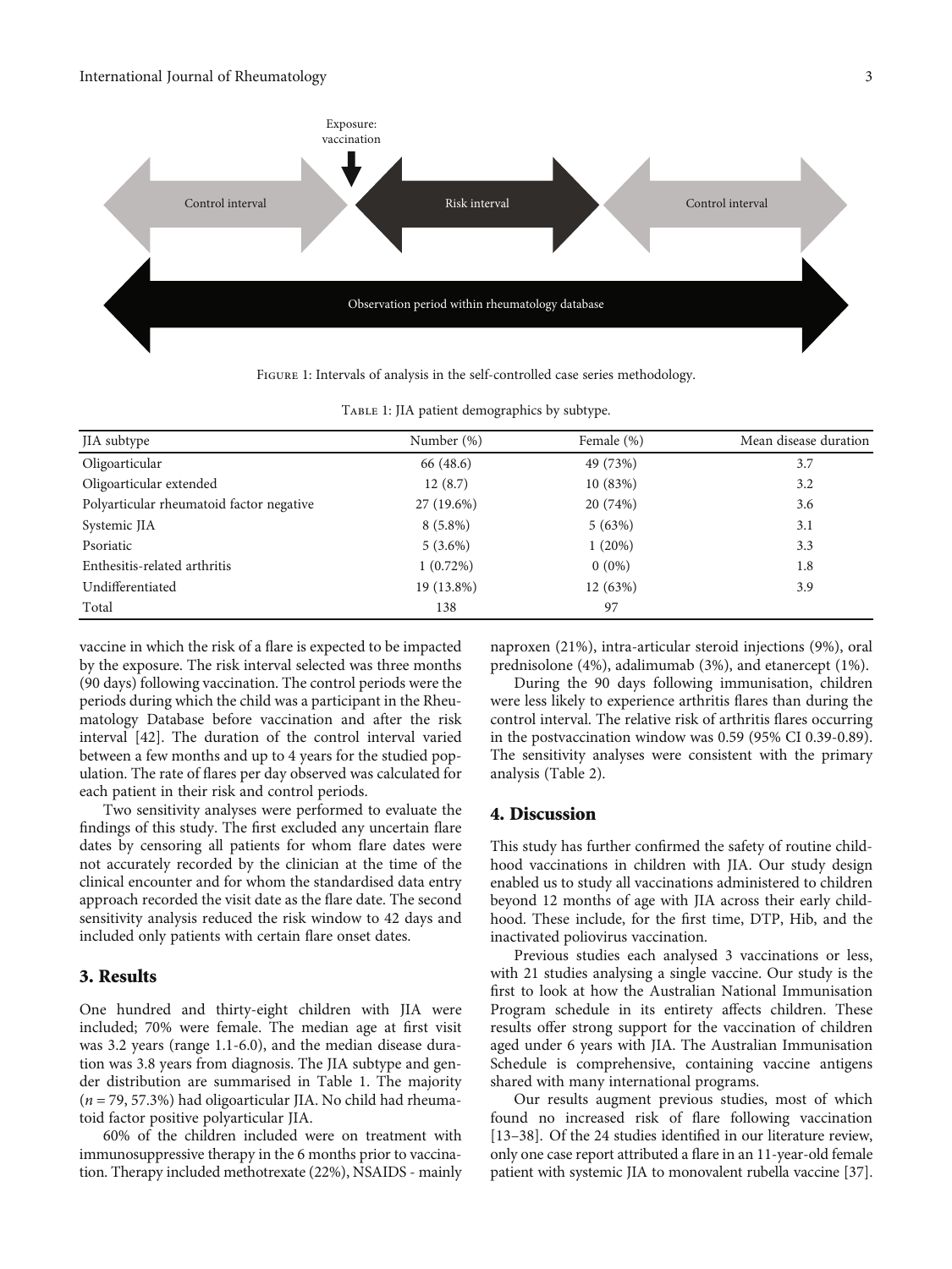Exposure: vaccination

Control interval | Risk interval | Control interval

Observation period within rheumatology database

Figure 1: Intervals of analysis in the self-controlled case series methodology.

Table 1: JIA patient demographics by subtype.

| JIA subtype | Number (%) | Female (%) | Mean disease duration |
|---|---|---|---|
| Oligoarticular | 66 (48.6) | 49 (73%) | 3.7 |
| Oligoarticular extended | 12 (8.7) | 10 (83%) | 3.2 |
| Polyarticular rheumatoid factor negative | 27 (19.6%) | 20 (74%) | 3.6 |
| Systemic JIA | 8 (5.8%) | 5 (63%) | 3.1 |
| Psoriatic | 5 (3.6%) | 1 (20%) | 3.3 |
| Enthesitis-related arthritis | 1 (0.72%) | 0 (0%) | 1.8 |
| Undifferentiated | 19 (13.8%) | 12 (63%) | 3.9 |
| Total | 138 | 97 | |

vaccine in which the risk of a flare is expected to be impacted by the exposure. The risk interval selected was three months (90 days) following vaccination. The control periods were the periods during which the child was a participant in the Rheumatology Database before vaccination and after the risk interval [42]. The duration of the control interval varied between a few months and up to 4 years for the studied population. The rate of flares per day observed was calculated for each patient in their risk and control periods.

Two sensitivity analyses were performed to evaluate the findings of this study. The first excluded any uncertain flare dates by censoring all patients for whom flare dates were not accurately recorded by the clinician at the time of the clinical encounter and for whom the standardised data entry approach recorded the visit date as the flare date. The second sensitivity analysis reduced the risk window to 42 days and included only patients with certain flare onset dates.

## 3. Results

One hundred and thirty-eight children with JIA were included; 70% were female. The median age at first visit was 3.2 years (range 1.1-6.0), and the median disease duration was 3.8 years from diagnosis. The JIA subtype and gender distribution are summarised in Table 1. The majority ($n = 79$, 57.3%) had oligoarticular JIA. No child had rheumatoid factor positive polyarticular JIA.

60% of the children included were on treatment with immunosuppressive therapy in the 6 months prior to vaccination. Therapy included methotrexate (22%), NSAIDS - mainly naproxen (21%), intra-articular steroid injections (9%), oral prednisolone (4%), adalimumab (3%), and etanercept (1%).

During the 90 days following immunisation, children were less likely to experience arthritis flares than during the control interval. The relative risk of arthritis flares occurring in the postvaccination window was 0.59 (95% CI 0.39-0.89). The sensitivity analyses were consistent with the primary analysis (Table 2).

## 4. Discussion

This study has further confirmed the safety of routine childhood vaccinations in children with JIA. Our study design enabled us to study all vaccinations administered to children beyond 12 months of age with JIA across their early childhood. These include, for the first time, DTP, Hib, and the inactivated poliovirus vaccination.

Previous studies each analysed 3 vaccinations or less, with 21 studies analysing a single vaccine. Our study is the first to look at how the Australian National Immunisation Program schedule in its entirety affects children. These results offer strong support for the vaccination of children aged under 6 years with JIA. The Australian Immunisation Schedule is comprehensive, containing vaccine antigens shared with many international programs.

Our results augment previous studies, most of which found no increased risk of flare following vaccination [13–38]. Of the 24 studies identified in our literature review, only one case report attributed a flare in an 11-year-old female patient with systemic JIA to monovalent rubella vaccine [37].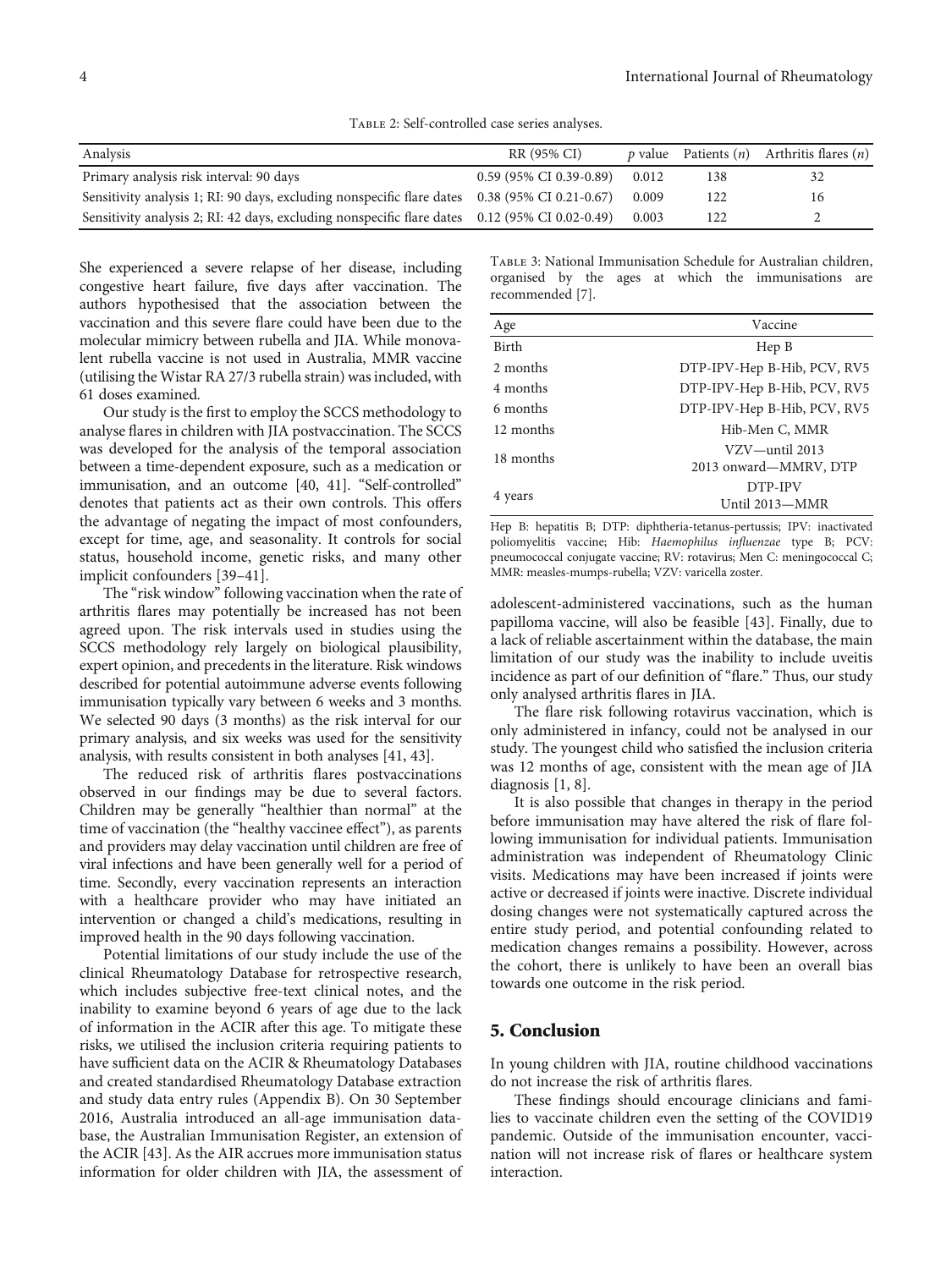Table 2: Self-controlled case series analyses.

| Analysis | RR (95% CI) | $p$ value | Patients ($n$) | Arthritis flares ($n$) |
|---|---|---|---|---|
| Primary analysis risk interval: 90 days | 0.59 (95% CI 0.39-0.89) | 0.012 | 138 | 32 |
| Sensitivity analysis 1; RI: 90 days, excluding nonspecific flare dates | 0.38 (95% CI 0.21-0.67) | 0.009 | 122 | 16 |
| Sensitivity analysis 2; RI: 42 days, excluding nonspecific flare dates | 0.12 (95% CI 0.02-0.49) | 0.003 | 122 | 2 |

She experienced a severe relapse of her disease, including congestive heart failure, five days after vaccination. The authors hypothesised that the association between the vaccination and this severe flare could have been due to the molecular mimicry between rubella and JIA. While monovalent rubella vaccine is not used in Australia, MMR vaccine (utilising the Wistar RA 27/3 rubella strain) was included, with 61 doses examined.

Our study is the first to employ the SCCS methodology to analyse flares in children with JIA postvaccination. The SCCS was developed for the analysis of the temporal association between a time-dependent exposure, such as a medication or immunisation, and an outcome [40, 41]. "Self-controlled" denotes that patients act as their own controls. This offers the advantage of negating the impact of most confounders, except for time, age, and seasonality. It controls for social status, household income, genetic risks, and many other implicit confounders [39–41].

The "risk window" following vaccination when the rate of arthritis flares may potentially be increased has not been agreed upon. The risk intervals used in studies using the SCCS methodology rely largely on biological plausibility, expert opinion, and precedents in the literature. Risk windows described for potential autoimmune adverse events following immunisation typically vary between 6 weeks and 3 months. We selected 90 days (3 months) as the risk interval for our primary analysis, and six weeks was used for the sensitivity analysis, with results consistent in both analyses [41, 43].

The reduced risk of arthritis flares postvaccinations observed in our findings may be due to several factors. Children may be generally "healthier than normal" at the time of vaccination (the "healthy vaccinee effect"), as parents and providers may delay vaccination until children are free of viral infections and have been generally well for a period of time. Secondly, every vaccination represents an interaction with a healthcare provider who may have initiated an intervention or changed a child's medications, resulting in improved health in the 90 days following vaccination.

Potential limitations of our study include the use of the clinical Rheumatology Database for retrospective research, which includes subjective free-text clinical notes, and the inability to examine beyond 6 years of age due to the lack of information in the ACIR after this age. To mitigate these risks, we utilised the inclusion criteria requiring patients to have sufficient data on the ACIR & Rheumatology Databases and created standardised Rheumatology Database extraction and study data entry rules (Appendix B). On 30 September 2016, Australia introduced an all-age immunisation database, the Australian Immunisation Register, an extension of the ACIR [43]. As the AIR accrues more immunisation status information for older children with JIA, the assessment of adolescent-administered vaccinations, such as the human papilloma vaccine, will also be feasible [43]. Finally, due to a lack of reliable ascertainment within the database, the main limitation of our study was the inability to include uveitis incidence as part of our definition of "flare." Thus, our study only analysed arthritis flares in JIA.

Table 3: National Immunisation Schedule for Australian children, organised by the ages at which the immunisations are recommended [7].

| Age | Vaccine |
|---|---|
| Birth | Hep B |
| 2 months | DTP-IPV-Hep B-Hib, PCV, RV5 |
| 4 months | DTP-IPV-Hep B-Hib, PCV, RV5 |
| 6 months | DTP-IPV-Hep B-Hib, PCV, RV5 |
| 12 months | Hib-Men C, MMR |
| 18 months | VZV—until 2013<br>2013 onward—MMRV, DTP |
| 4 years | DTP-IPV<br>Until 2013—MMR |

Hep B: hepatitis B; DTP: diphtheria-tetanus-pertussis; IPV: inactivated poliomyelitis vaccine; Hib: *Haemophilus influenzae* type B; PCV: pneumococcal conjugate vaccine; RV: rotavirus; Men C: meningococcal C; MMR: measles-mumps-rubella; VZV: varicella zoster.

The flare risk following rotavirus vaccination, which is only administered in infancy, could not be analysed in our study. The youngest child who satisfied the inclusion criteria was 12 months of age, consistent with the mean age of JIA diagnosis [1, 8].

It is also possible that changes in therapy in the period before immunisation may have altered the risk of flare following immunisation for individual patients. Immunisation administration was independent of Rheumatology Clinic visits. Medications may have been increased if joints were active or decreased if joints were inactive. Discrete individual dosing changes were not systematically captured across the entire study period, and potential confounding related to medication changes remains a possibility. However, across the cohort, there is unlikely to have been an overall bias towards one outcome in the risk period.

## 5. Conclusion

In young children with JIA, routine childhood vaccinations do not increase the risk of arthritis flares.

These findings should encourage clinicians and families to vaccinate children even the setting of the COVID19 pandemic. Outside of the immunisation encounter, vaccination will not increase risk of flares or healthcare system interaction.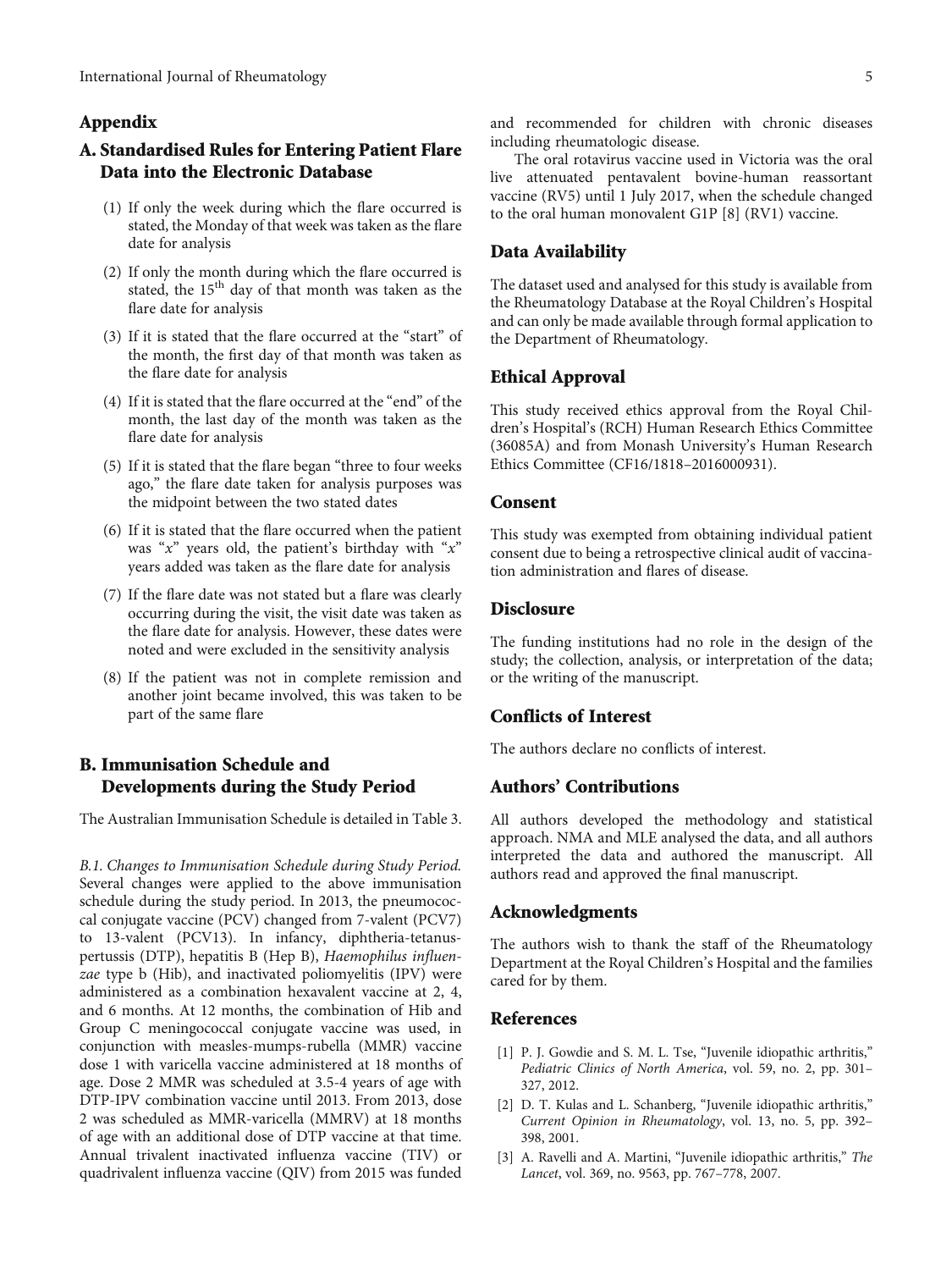## Appendix

### A. Standardised Rules for Entering Patient Flare Data into the Electronic Database

(1) If only the week during which the flare occurred is stated, the Monday of that week was taken as the flare date for analysis

(2) If only the month during which the flare occurred is stated, the 15th day of that month was taken as the flare date for analysis

(3) If it is stated that the flare occurred at the "start" of the month, the first day of that month was taken as the flare date for analysis

(4) If it is stated that the flare occurred at the "end" of the month, the last day of the month was taken as the flare date for analysis

(5) If it is stated that the flare began "three to four weeks ago," the flare date taken for analysis purposes was the midpoint between the two stated dates

(6) If it is stated that the flare occurred when the patient was "$x$" years old, the patient's birthday with "$x$" years added was taken as the flare date for analysis

(7) If the flare date was not stated but a flare was clearly occurring during the visit, the visit date was taken as the flare date for analysis. However, these dates were noted and were excluded in the sensitivity analysis

(8) If the patient was not in complete remission and another joint became involved, this was taken to be part of the same flare

### B. Immunisation Schedule and Developments during the Study Period

The Australian Immunisation Schedule is detailed in Table 3.

*B.1. Changes to Immunisation Schedule during Study Period.* Several changes were applied to the above immunisation schedule during the study period. In 2013, the pneumococcal conjugate vaccine (PCV) changed from 7-valent (PCV7) to 13-valent (PCV13). In infancy, diphtheria-tetanus-pertussis (DTP), hepatitis B (Hep B), *Haemophilus influenzae* type b (Hib), and inactivated poliomyelitis (IPV) were administered as a combination hexavalent vaccine at 2, 4, and 6 months. At 12 months, the combination of Hib and Group C meningococcal conjugate vaccine was used, in conjunction with measles-mumps-rubella (MMR) vaccine dose 1 with varicella vaccine administered at 18 months of age. Dose 2 MMR was scheduled at 3.5-4 years of age with DTP-IPV combination vaccine until 2013. From 2013, dose 2 was scheduled as MMR-varicella (MMRV) at 18 months of age with an additional dose of DTP vaccine at that time. Annual trivalent inactivated influenza vaccine (TIV) or quadrivalent influenza vaccine (QIV) from 2015 was funded and recommended for children with chronic diseases including rheumatologic disease.

The oral rotavirus vaccine used in Victoria was the oral live attenuated pentavalent bovine-human reassortant vaccine (RV5) until 1 July 2017, when the schedule changed to the oral human monovalent G1P [8] (RV1) vaccine.

## Data Availability

The dataset used and analysed for this study is available from the Rheumatology Database at the Royal Children's Hospital and can only be made available through formal application to the Department of Rheumatology.

## Ethical Approval

This study received ethics approval from the Royal Children's Hospital's (RCH) Human Research Ethics Committee (36085A) and from Monash University's Human Research Ethics Committee (CF16/1818–2016000931).

## Consent

This study was exempted from obtaining individual patient consent due to being a retrospective clinical audit of vaccination administration and flares of disease.

## Disclosure

The funding institutions had no role in the design of the study; the collection, analysis, or interpretation of the data; or the writing of the manuscript.

## Conflicts of Interest

The authors declare no conflicts of interest.

## Authors' Contributions

All authors developed the methodology and statistical approach. NMA and MLE analysed the data, and all authors interpreted the data and authored the manuscript. All authors read and approved the final manuscript.

## Acknowledgments

The authors wish to thank the staff of the Rheumatology Department at the Royal Children's Hospital and the families cared for by them.

## References

[1] P. J. Gowdie and S. M. L. Tse, "Juvenile idiopathic arthritis," *Pediatric Clinics of North America*, vol. 59, no. 2, pp. 301–327, 2012.

[2] D. T. Kulas and L. Schanberg, "Juvenile idiopathic arthritis," *Current Opinion in Rheumatology*, vol. 13, no. 5, pp. 392–398, 2001.

[3] A. Ravelli and A. Martini, "Juvenile idiopathic arthritis," *The Lancet*, vol. 369, no. 9563, pp. 767–778, 2007.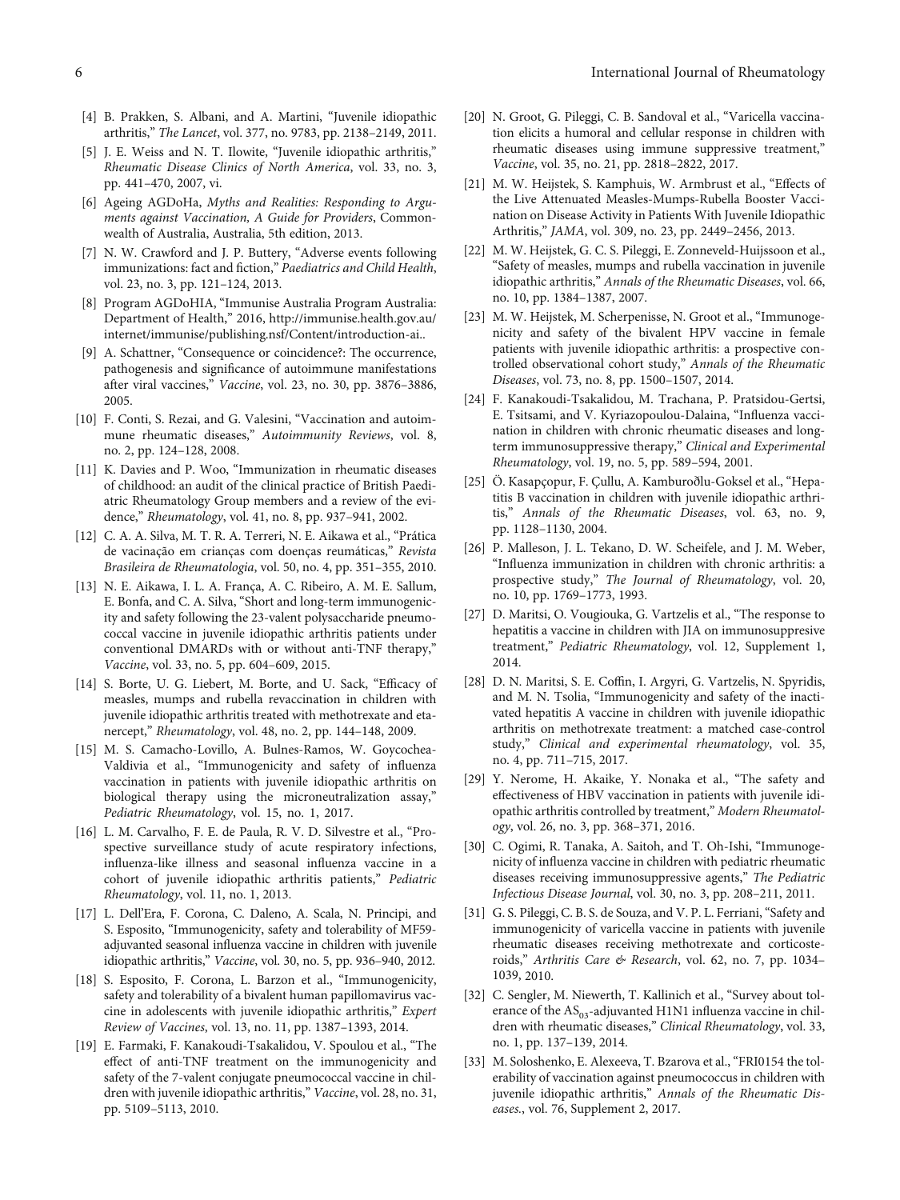[4] B. Prakken, S. Albani, and A. Martini, "Juvenile idiopathic arthritis," *The Lancet*, vol. 377, no. 9783, pp. 2138–2149, 2011.

[5] J. E. Weiss and N. T. Ilowite, "Juvenile idiopathic arthritis," *Rheumatic Disease Clinics of North America*, vol. 33, no. 3, pp. 441–470, 2007, vi.

[6] Ageing AGDoHa, *Myths and Realities: Responding to Arguments against Vaccination, A Guide for Providers*, Commonwealth of Australia, Australia, 5th edition, 2013.

[7] N. W. Crawford and J. P. Buttery, "Adverse events following immunizations: fact and fiction," *Paediatrics and Child Health*, vol. 23, no. 3, pp. 121–124, 2013.

[8] Program AGDoHIA, "Immunise Australia Program Australia: Department of Health," 2016, http://immunise.health.gov.au/internet/immunise/publishing.nsf/Content/introduction-ai..

[9] A. Schattner, "Consequence or coincidence?: The occurrence, pathogenesis and significance of autoimmune manifestations after viral vaccines," *Vaccine*, vol. 23, no. 30, pp. 3876–3886, 2005.

[10] F. Conti, S. Rezai, and G. Valesini, "Vaccination and autoimmune rheumatic diseases," *Autoimmunity Reviews*, vol. 8, no. 2, pp. 124–128, 2008.

[11] K. Davies and P. Woo, "Immunization in rheumatic diseases of childhood: an audit of the clinical practice of British Paediatric Rheumatology Group members and a review of the evidence," *Rheumatology*, vol. 41, no. 8, pp. 937–941, 2002.

[12] C. A. A. Silva, M. T. R. A. Terreri, N. E. Aikawa et al., "Prática de vacinação em crianças com doenças reumáticas," *Revista Brasileira de Reumatologia*, vol. 50, no. 4, pp. 351–355, 2010.

[13] N. E. Aikawa, I. L. A. França, A. C. Ribeiro, A. M. E. Sallum, E. Bonfa, and C. A. Silva, "Short and long-term immunogenicity and safety following the 23-valent polysaccharide pneumococcal vaccine in juvenile idiopathic arthritis patients under conventional DMARDs with or without anti-TNF therapy," *Vaccine*, vol. 33, no. 5, pp. 604–609, 2015.

[14] S. Borte, U. G. Liebert, M. Borte, and U. Sack, "Efficacy of measles, mumps and rubella revaccination in children with juvenile idiopathic arthritis treated with methotrexate and etanercept," *Rheumatology*, vol. 48, no. 2, pp. 144–148, 2009.

[15] M. S. Camacho-Lovillo, A. Bulnes-Ramos, W. Goycochea-Valdivia et al., "Immunogenicity and safety of influenza vaccination in patients with juvenile idiopathic arthritis on biological therapy using the microneutralization assay," *Pediatric Rheumatology*, vol. 15, no. 1, 2017.

[16] L. M. Carvalho, F. E. de Paula, R. V. D. Silvestre et al., "Prospective surveillance study of acute respiratory infections, influenza-like illness and seasonal influenza vaccine in a cohort of juvenile idiopathic arthritis patients," *Pediatric Rheumatology*, vol. 11, no. 1, 2013.

[17] L. Dell'Era, F. Corona, C. Daleno, A. Scala, N. Principi, and S. Esposito, "Immunogenicity, safety and tolerability of MF59-adjuvanted seasonal influenza vaccine in children with juvenile idiopathic arthritis," *Vaccine*, vol. 30, no. 5, pp. 936–940, 2012.

[18] S. Esposito, F. Corona, L. Barzon et al., "Immunogenicity, safety and tolerability of a bivalent human papillomavirus vaccine in adolescents with juvenile idiopathic arthritis," *Expert Review of Vaccines*, vol. 13, no. 11, pp. 1387–1393, 2014.

[19] E. Farmaki, F. Kanakoudi-Tsakalidou, V. Spoulou et al., "The effect of anti-TNF treatment on the immunogenicity and safety of the 7-valent conjugate pneumococcal vaccine in children with juvenile idiopathic arthritis," *Vaccine*, vol. 28, no. 31, pp. 5109–5113, 2010.

[20] N. Groot, G. Pileggi, C. B. Sandoval et al., "Varicella vaccination elicits a humoral and cellular response in children with rheumatic diseases using immune suppressive treatment," *Vaccine*, vol. 35, no. 21, pp. 2818–2822, 2017.

[21] M. W. Heijstek, S. Kamphuis, W. Armbrust et al., "Effects of the Live Attenuated Measles-Mumps-Rubella Booster Vaccination on Disease Activity in Patients With Juvenile Idiopathic Arthritis," *JAMA*, vol. 309, no. 23, pp. 2449–2456, 2013.

[22] M. W. Heijstek, G. C. S. Pileggi, E. Zonneveld-Huijssoon et al., "Safety of measles, mumps and rubella vaccination in juvenile idiopathic arthritis," *Annals of the Rheumatic Diseases*, vol. 66, no. 10, pp. 1384–1387, 2007.

[23] M. W. Heijstek, M. Scherpenisse, N. Groot et al., "Immunogenicity and safety of the bivalent HPV vaccine in female patients with juvenile idiopathic arthritis: a prospective controlled observational cohort study," *Annals of the Rheumatic Diseases*, vol. 73, no. 8, pp. 1500–1507, 2014.

[24] F. Kanakoudi-Tsakalidou, M. Trachana, P. Pratsidou-Gertsi, E. Tsitsami, and V. Kyriazopoulou-Dalaina, "Influenza vaccination in children with chronic rheumatic diseases and long-term immunosuppressive therapy," *Clinical and Experimental Rheumatology*, vol. 19, no. 5, pp. 589–594, 2001.

[25] Ö. Kasapçopur, F. Çullu, A. Kamburoðlu-Goksel et al., "Hepatitis B vaccination in children with juvenile idiopathic arthritis," *Annals of the Rheumatic Diseases*, vol. 63, no. 9, pp. 1128–1130, 2004.

[26] P. Malleson, J. L. Tekano, D. W. Scheifele, and J. M. Weber, "Influenza immunization in children with chronic arthritis: a prospective study," *The Journal of Rheumatology*, vol. 20, no. 10, pp. 1769–1773, 1993.

[27] D. Maritsi, O. Vougiouka, G. Vartzelis et al., "The response to hepatitis a vaccine in children with JIA on immunosuppresive treatment," *Pediatric Rheumatology*, vol. 12, Supplement 1, 2014.

[28] D. N. Maritsi, S. E. Coffin, I. Argyri, G. Vartzelis, N. Spyridis, and M. N. Tsolia, "Immunogenicity and safety of the inactivated hepatitis A vaccine in children with juvenile idiopathic arthritis on methotrexate treatment: a matched case-control study," *Clinical and experimental rheumatology*, vol. 35, no. 4, pp. 711–715, 2017.

[29] Y. Nerome, H. Akaike, Y. Nonaka et al., "The safety and effectiveness of HBV vaccination in patients with juvenile idiopathic arthritis controlled by treatment," *Modern Rheumatology*, vol. 26, no. 3, pp. 368–371, 2016.

[30] C. Ogimi, R. Tanaka, A. Saitoh, and T. Oh-Ishi, "Immunogenicity of influenza vaccine in children with pediatric rheumatic diseases receiving immunosuppressive agents," *The Pediatric Infectious Disease Journal*, vol. 30, no. 3, pp. 208–211, 2011.

[31] G. S. Pileggi, C. B. S. de Souza, and V. P. L. Ferriani, "Safety and immunogenicity of varicella vaccine in patients with juvenile rheumatic diseases receiving methotrexate and corticosteroids," *Arthritis Care & Research*, vol. 62, no. 7, pp. 1034–1039, 2010.

[32] C. Sengler, M. Niewerth, T. Kallinich et al., "Survey about tolerance of the $AS_{03}$-adjuvanted H1N1 influenza vaccine in children with rheumatic diseases," *Clinical Rheumatology*, vol. 33, no. 1, pp. 137–139, 2014.

[33] M. Soloshenko, E. Alexeeva, T. Bzarova et al., "FRI0154 the tolerability of vaccination against pneumococcus in children with juvenile idiopathic arthritis," *Annals of the Rheumatic Diseases.*, vol. 76, Supplement 2, 2017.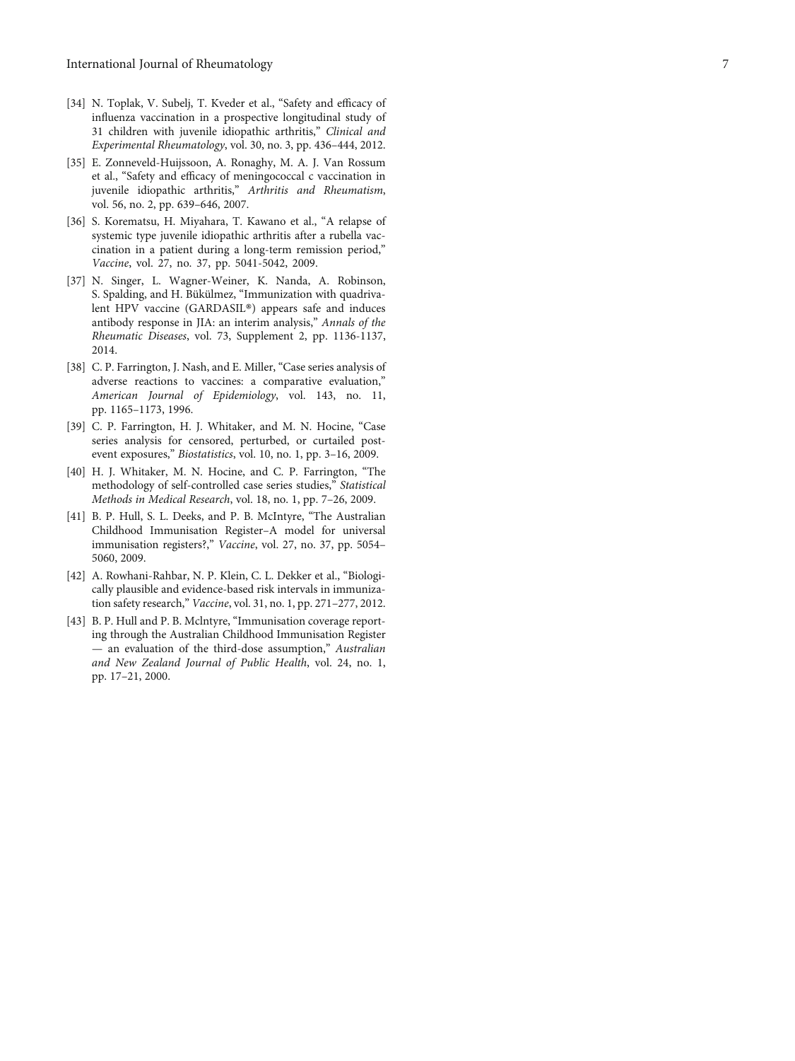[34] N. Toplak, V. Subelj, T. Kveder et al., "Safety and efficacy of influenza vaccination in a prospective longitudinal study of 31 children with juvenile idiopathic arthritis," *Clinical and Experimental Rheumatology*, vol. 30, no. 3, pp. 436–444, 2012.

[35] E. Zonneveld-Huijssoon, A. Ronaghy, M. A. J. Van Rossum et al., "Safety and efficacy of meningococcal c vaccination in juvenile idiopathic arthritis," *Arthritis and Rheumatism*, vol. 56, no. 2, pp. 639–646, 2007.

[36] S. Korematsu, H. Miyahara, T. Kawano et al., "A relapse of systemic type juvenile idiopathic arthritis after a rubella vaccination in a patient during a long-term remission period," *Vaccine*, vol. 27, no. 37, pp. 5041-5042, 2009.

[37] N. Singer, L. Wagner-Weiner, K. Nanda, A. Robinson, S. Spalding, and H. Bükülmez, "Immunization with quadrivalent HPV vaccine (GARDASIL®) appears safe and induces antibody response in JIA: an interim analysis," *Annals of the Rheumatic Diseases*, vol. 73, Supplement 2, pp. 1136-1137, 2014.

[38] C. P. Farrington, J. Nash, and E. Miller, "Case series analysis of adverse reactions to vaccines: a comparative evaluation," *American Journal of Epidemiology*, vol. 143, no. 11, pp. 1165–1173, 1996.

[39] C. P. Farrington, H. J. Whitaker, and M. N. Hocine, "Case series analysis for censored, perturbed, or curtailed post-event exposures," *Biostatistics*, vol. 10, no. 1, pp. 3–16, 2009.

[40] H. J. Whitaker, M. N. Hocine, and C. P. Farrington, "The methodology of self-controlled case series studies," *Statistical Methods in Medical Research*, vol. 18, no. 1, pp. 7–26, 2009.

[41] B. P. Hull, S. L. Deeks, and P. B. McIntyre, "The Australian Childhood Immunisation Register–A model for universal immunisation registers?," *Vaccine*, vol. 27, no. 37, pp. 5054–5060, 2009.

[42] A. Rowhani-Rahbar, N. P. Klein, C. L. Dekker et al., "Biologically plausible and evidence-based risk intervals in immunization safety research," *Vaccine*, vol. 31, no. 1, pp. 271–277, 2012.

[43] B. P. Hull and P. B. Mclntyre, "Immunisation coverage reporting through the Australian Childhood Immunisation Register — an evaluation of the third-dose assumption," *Australian and New Zealand Journal of Public Health*, vol. 24, no. 1, pp. 17–21, 2000.